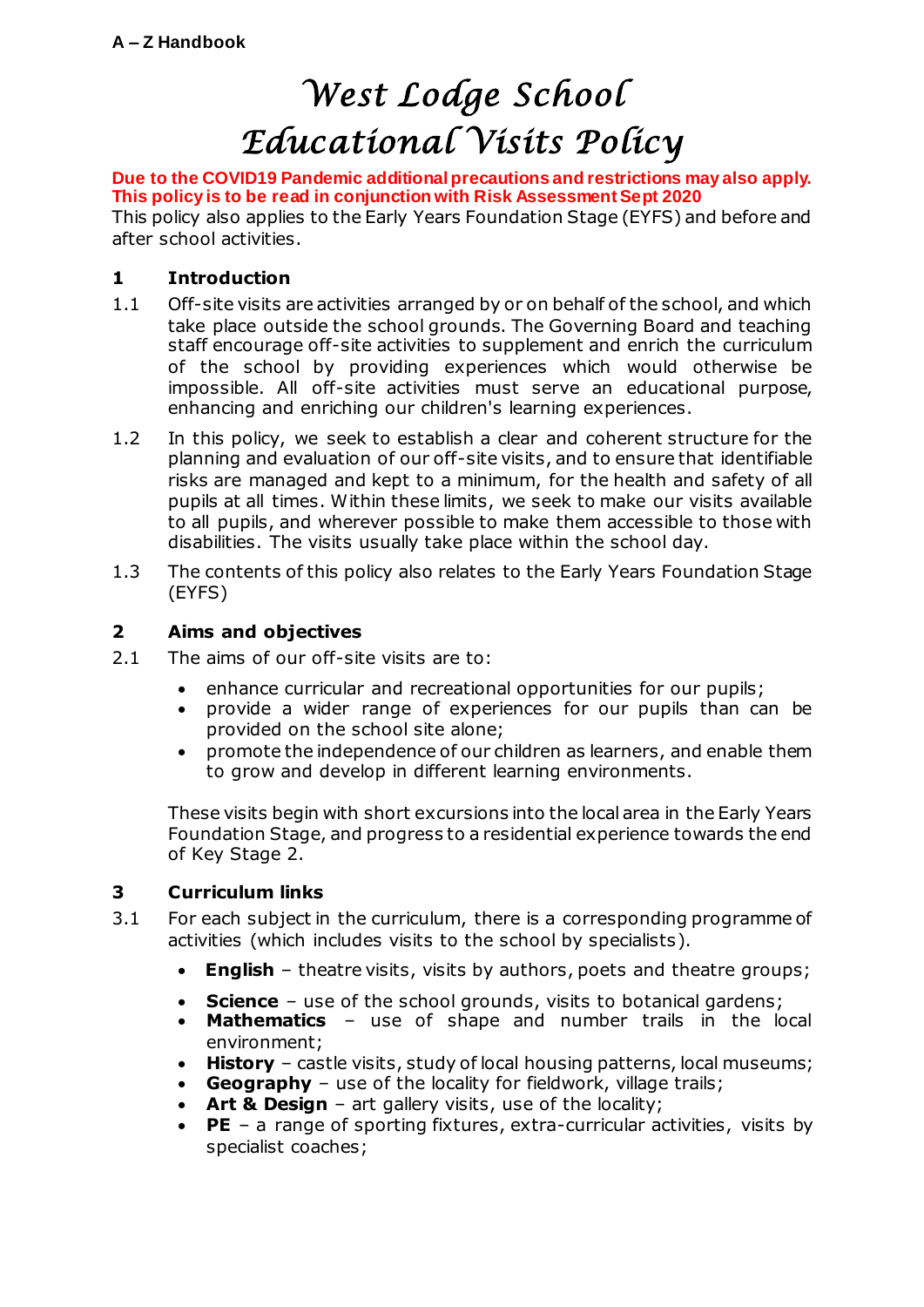**A – Z Handbook**

# West Lodge School
# Educational Visits Policy

**Due to the COVID19 Pandemic additional precautions and restrictions may also apply. This policy is to be read in conjunction with Risk Assessment Sept 2020**

This policy also applies to the Early Years Foundation Stage (EYFS) and before and after school activities.

## 1 Introduction

1.1 Off-site visits are activities arranged by or on behalf of the school, and which take place outside the school grounds. The Governing Board and teaching staff encourage off-site activities to supplement and enrich the curriculum of the school by providing experiences which would otherwise be impossible. All off-site activities must serve an educational purpose, enhancing and enriching our children's learning experiences.

1.2 In this policy, we seek to establish a clear and coherent structure for the planning and evaluation of our off-site visits, and to ensure that identifiable risks are managed and kept to a minimum, for the health and safety of all pupils at all times. Within these limits, we seek to make our visits available to all pupils, and wherever possible to make them accessible to those with disabilities. The visits usually take place within the school day.

1.3 The contents of this policy also relates to the Early Years Foundation Stage (EYFS)

## 2 Aims and objectives

2.1 The aims of our off-site visits are to:

- enhance curricular and recreational opportunities for our pupils;
- provide a wider range of experiences for our pupils than can be provided on the school site alone;
- promote the independence of our children as learners, and enable them to grow and develop in different learning environments.

These visits begin with short excursions into the local area in the Early Years Foundation Stage, and progress to a residential experience towards the end of Key Stage 2.

## 3 Curriculum links

3.1 For each subject in the curriculum, there is a corresponding programme of activities (which includes visits to the school by specialists).

- **English** – theatre visits, visits by authors, poets and theatre groups;
- **Science** – use of the school grounds, visits to botanical gardens;
- **Mathematics** – use of shape and number trails in the local environment;
- **History** – castle visits, study of local housing patterns, local museums;
- **Geography** – use of the locality for fieldwork, village trails;
- **Art & Design** – art gallery visits, use of the locality;
- **PE** – a range of sporting fixtures, extra-curricular activities, visits by specialist coaches;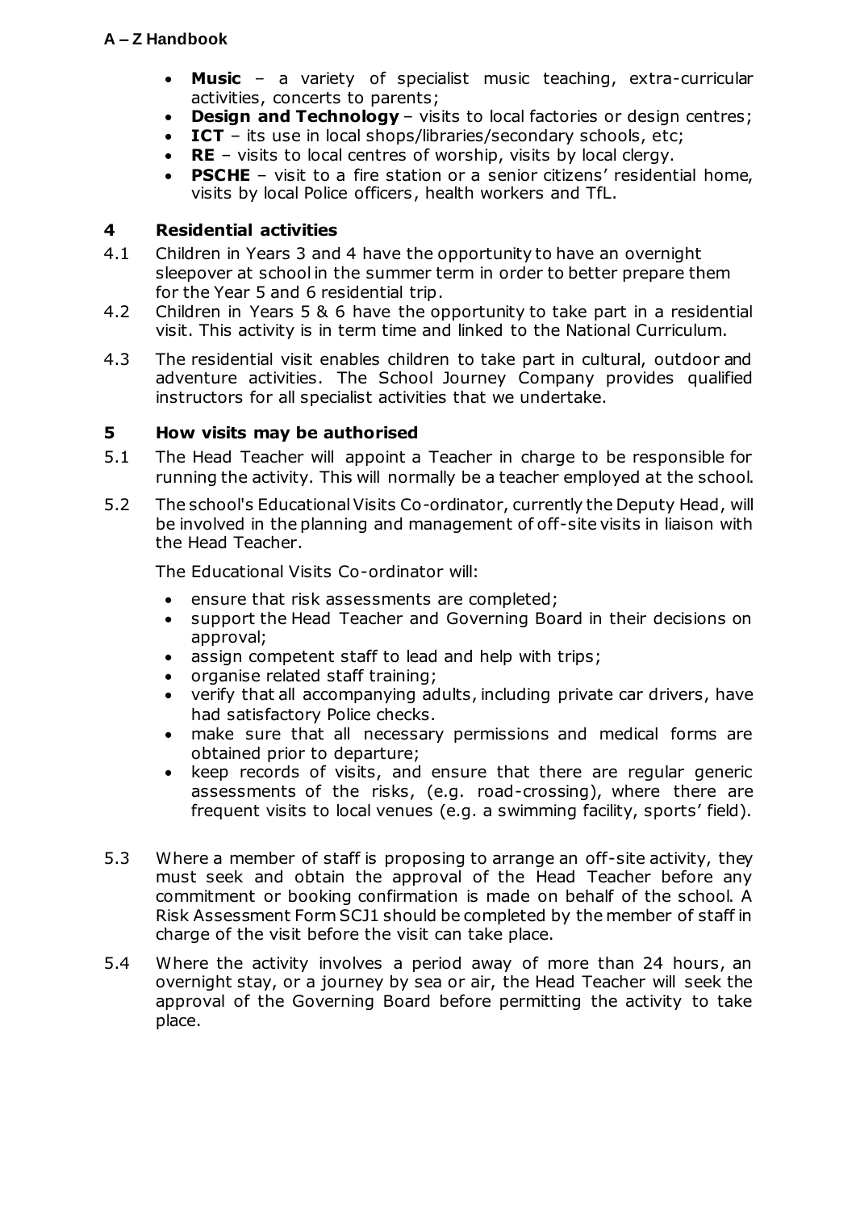- **Music** – a variety of specialist music teaching, extra-curricular activities, concerts to parents;
- **Design and Technology** – visits to local factories or design centres;
- **ICT** – its use in local shops/libraries/secondary schools, etc;
- **RE** – visits to local centres of worship, visits by local clergy.
- **PSCHE** – visit to a fire station or a senior citizens' residential home, visits by local Police officers, health workers and TfL.

## 4 Residential activities

4.1 Children in Years 3 and 4 have the opportunity to have an overnight sleepover at school in the summer term in order to better prepare them for the Year 5 and 6 residential trip.

4.2 Children in Years 5 & 6 have the opportunity to take part in a residential visit. This activity is in term time and linked to the National Curriculum.

4.3 The residential visit enables children to take part in cultural, outdoor and adventure activities. The School Journey Company provides qualified instructors for all specialist activities that we undertake.

## 5 How visits may be authorised

5.1 The Head Teacher will appoint a Teacher in charge to be responsible for running the activity. This will normally be a teacher employed at the school.

5.2 The school's Educational Visits Co-ordinator, currently the Deputy Head, will be involved in the planning and management of off-site visits in liaison with the Head Teacher.

The Educational Visits Co-ordinator will:

- ensure that risk assessments are completed;
- support the Head Teacher and Governing Board in their decisions on approval;
- assign competent staff to lead and help with trips;
- organise related staff training;
- verify that all accompanying adults, including private car drivers, have had satisfactory Police checks.
- make sure that all necessary permissions and medical forms are obtained prior to departure;
- keep records of visits, and ensure that there are regular generic assessments of the risks, (e.g. road-crossing), where there are frequent visits to local venues (e.g. a swimming facility, sports' field).

5.3 Where a member of staff is proposing to arrange an off-site activity, they must seek and obtain the approval of the Head Teacher before any commitment or booking confirmation is made on behalf of the school. A Risk Assessment Form SCJ1 should be completed by the member of staff in charge of the visit before the visit can take place.

5.4 Where the activity involves a period away of more than 24 hours, an overnight stay, or a journey by sea or air, the Head Teacher will seek the approval of the Governing Board before permitting the activity to take place.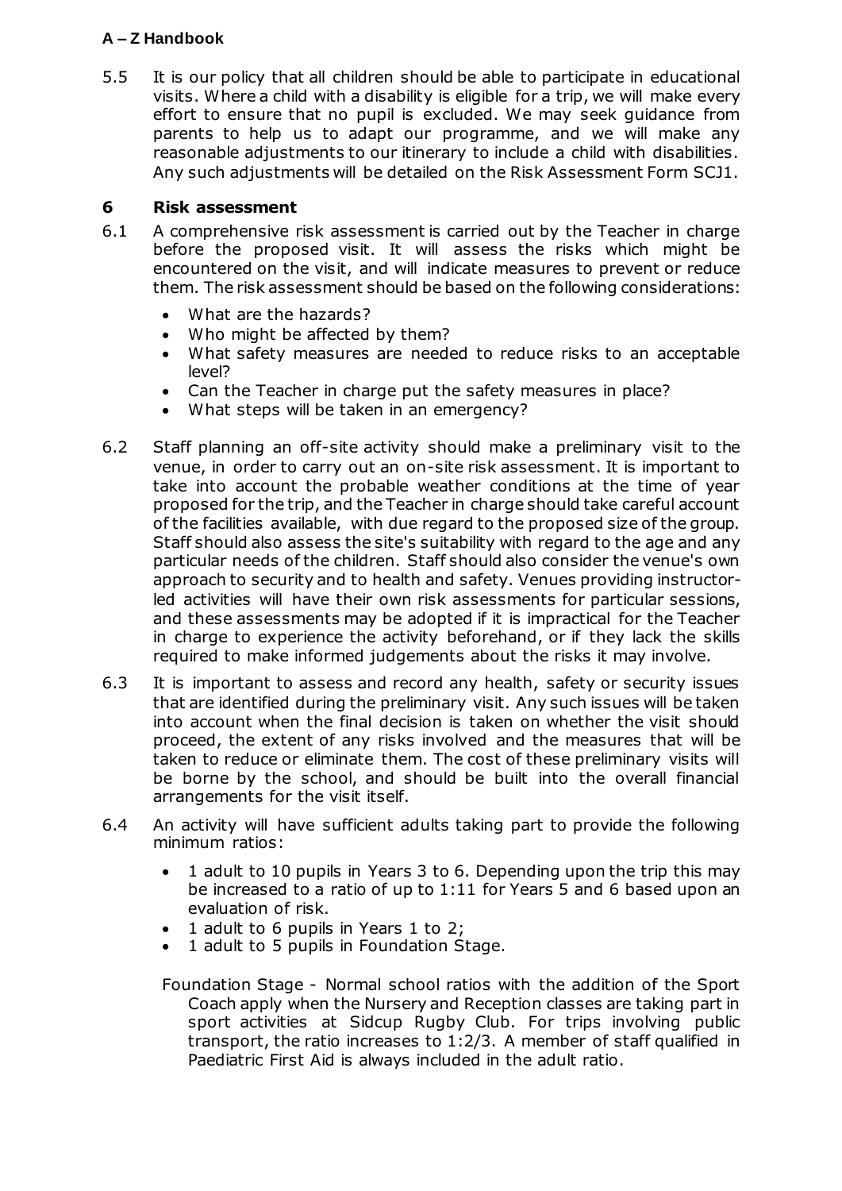5.5 It is our policy that all children should be able to participate in educational visits. Where a child with a disability is eligible for a trip, we will make every effort to ensure that no pupil is excluded. We may seek guidance from parents to help us to adapt our programme, and we will make any reasonable adjustments to our itinerary to include a child with disabilities. Any such adjustments will be detailed on the Risk Assessment Form SCJ1.

## 6 Risk assessment

6.1 A comprehensive risk assessment is carried out by the Teacher in charge before the proposed visit. It will assess the risks which might be encountered on the visit, and will indicate measures to prevent or reduce them. The risk assessment should be based on the following considerations:

- What are the hazards?
- Who might be affected by them?
- What safety measures are needed to reduce risks to an acceptable level?
- Can the Teacher in charge put the safety measures in place?
- What steps will be taken in an emergency?

6.2 Staff planning an off-site activity should make a preliminary visit to the venue, in order to carry out an on-site risk assessment. It is important to take into account the probable weather conditions at the time of year proposed for the trip, and the Teacher in charge should take careful account of the facilities available, with due regard to the proposed size of the group. Staff should also assess the site's suitability with regard to the age and any particular needs of the children. Staff should also consider the venue's own approach to security and to health and safety. Venues providing instructor-led activities will have their own risk assessments for particular sessions, and these assessments may be adopted if it is impractical for the Teacher in charge to experience the activity beforehand, or if they lack the skills required to make informed judgements about the risks it may involve.

6.3 It is important to assess and record any health, safety or security issues that are identified during the preliminary visit. Any such issues will be taken into account when the final decision is taken on whether the visit should proceed, the extent of any risks involved and the measures that will be taken to reduce or eliminate them. The cost of these preliminary visits will be borne by the school, and should be built into the overall financial arrangements for the visit itself.

6.4 An activity will have sufficient adults taking part to provide the following minimum ratios:

- 1 adult to 10 pupils in Years 3 to 6. Depending upon the trip this may be increased to a ratio of up to 1:11 for Years 5 and 6 based upon an evaluation of risk.
- 1 adult to 6 pupils in Years 1 to 2;
- 1 adult to 5 pupils in Foundation Stage.

Foundation Stage - Normal school ratios with the addition of the Sport Coach apply when the Nursery and Reception classes are taking part in sport activities at Sidcup Rugby Club. For trips involving public transport, the ratio increases to 1:2/3. A member of staff qualified in Paediatric First Aid is always included in the adult ratio.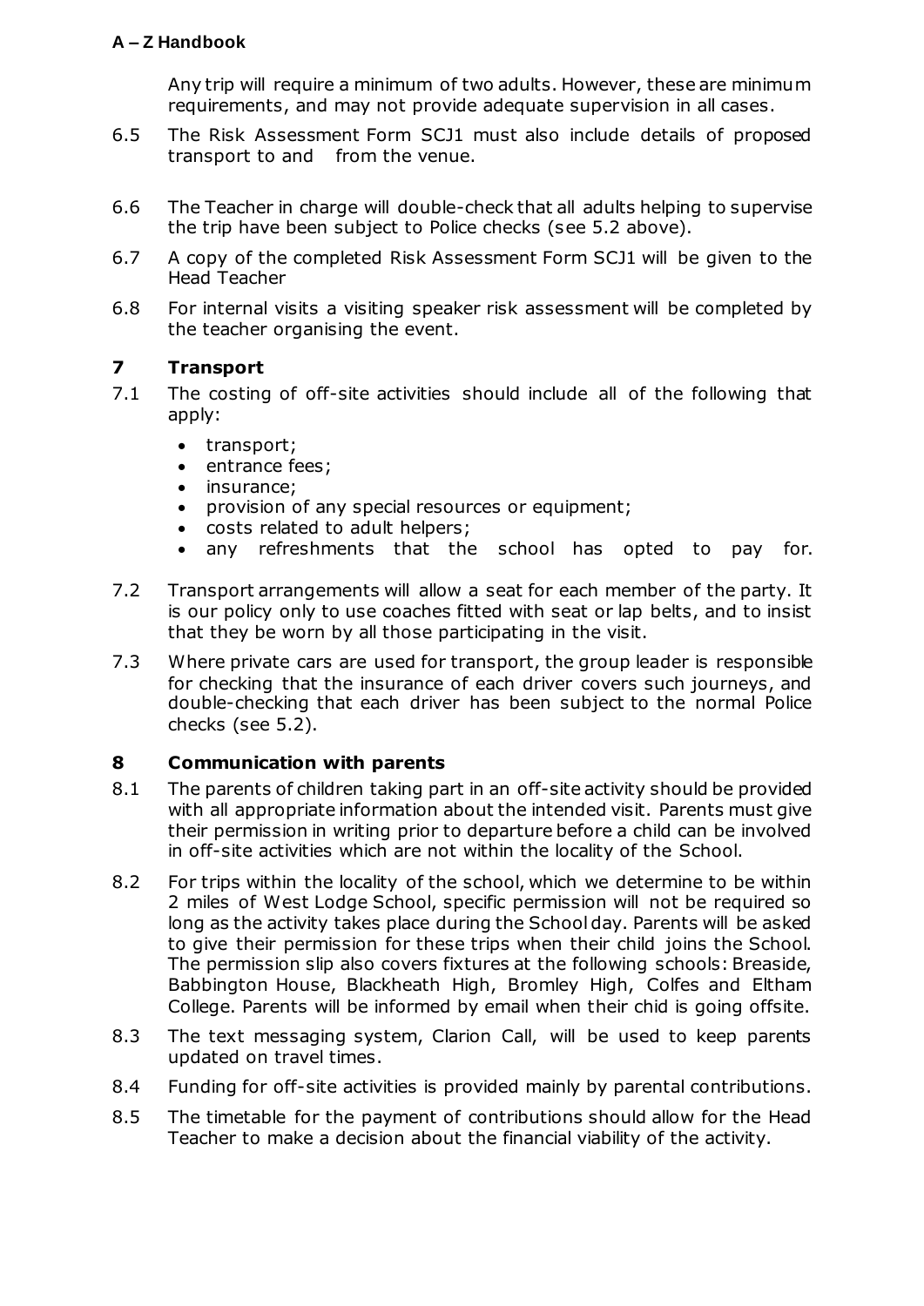Any trip will require a minimum of two adults. However, these are minimum requirements, and may not provide adequate supervision in all cases.

6.5 The Risk Assessment Form SCJ1 must also include details of proposed transport to and from the venue.

6.6 The Teacher in charge will double-check that all adults helping to supervise the trip have been subject to Police checks (see 5.2 above).

6.7 A copy of the completed Risk Assessment Form SCJ1 will be given to the Head Teacher

6.8 For internal visits a visiting speaker risk assessment will be completed by the teacher organising the event.

## 7 Transport

7.1 The costing of off-site activities should include all of the following that apply:

- transport;
- entrance fees;
- insurance;
- provision of any special resources or equipment;
- costs related to adult helpers;
- any refreshments that the school has opted to pay for.

7.2 Transport arrangements will allow a seat for each member of the party. It is our policy only to use coaches fitted with seat or lap belts, and to insist that they be worn by all those participating in the visit.

7.3 Where private cars are used for transport, the group leader is responsible for checking that the insurance of each driver covers such journeys, and double-checking that each driver has been subject to the normal Police checks (see 5.2).

## 8 Communication with parents

8.1 The parents of children taking part in an off-site activity should be provided with all appropriate information about the intended visit. Parents must give their permission in writing prior to departure before a child can be involved in off-site activities which are not within the locality of the School.

8.2 For trips within the locality of the school, which we determine to be within 2 miles of West Lodge School, specific permission will not be required so long as the activity takes place during the School day. Parents will be asked to give their permission for these trips when their child joins the School. The permission slip also covers fixtures at the following schools: Breaside, Babbington House, Blackheath High, Bromley High, Colfes and Eltham College. Parents will be informed by email when their chid is going offsite.

8.3 The text messaging system, Clarion Call, will be used to keep parents updated on travel times.

8.4 Funding for off-site activities is provided mainly by parental contributions.

8.5 The timetable for the payment of contributions should allow for the Head Teacher to make a decision about the financial viability of the activity.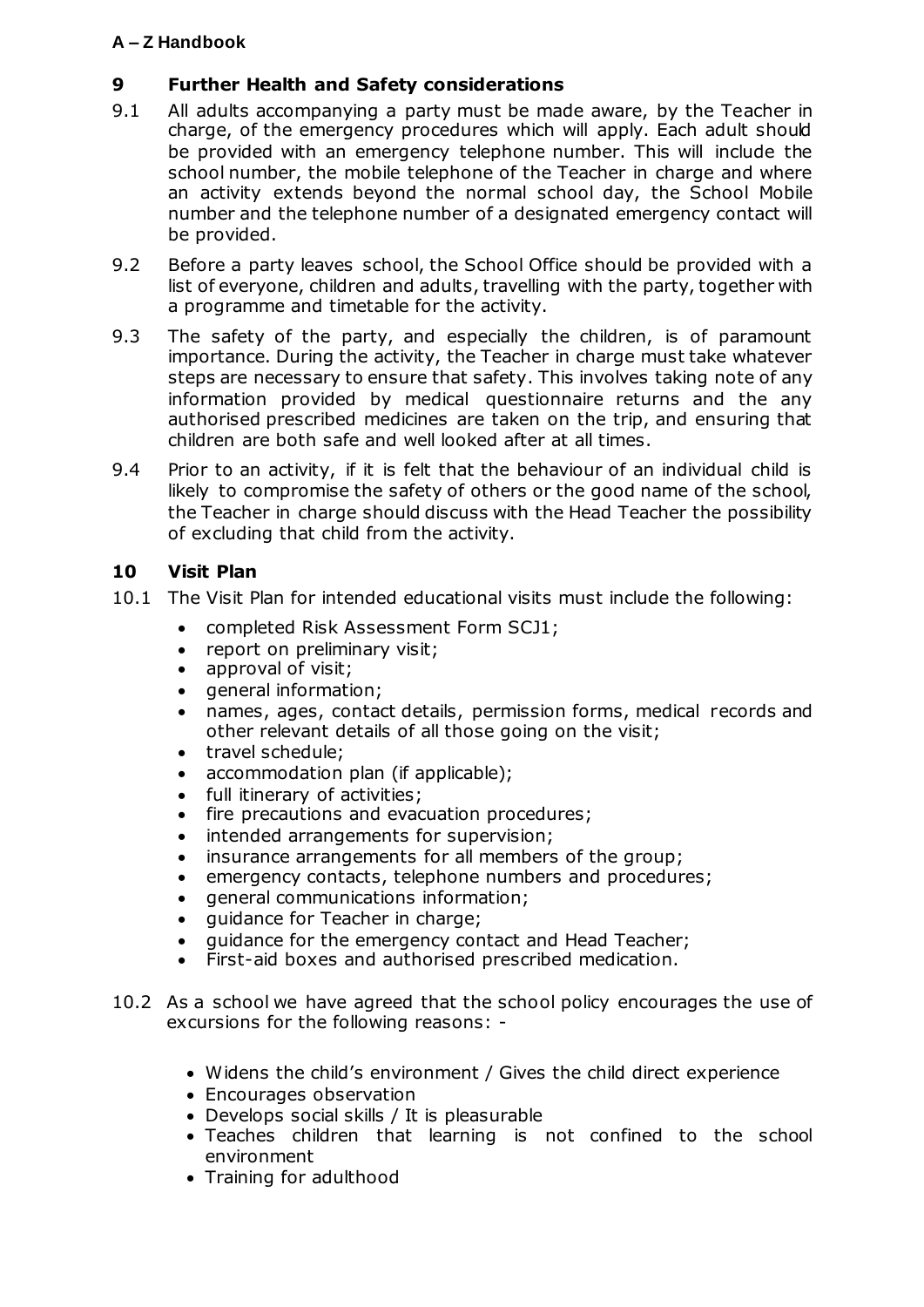## 9 Further Health and Safety considerations

9.1 All adults accompanying a party must be made aware, by the Teacher in charge, of the emergency procedures which will apply. Each adult should be provided with an emergency telephone number. This will include the school number, the mobile telephone of the Teacher in charge and where an activity extends beyond the normal school day, the School Mobile number and the telephone number of a designated emergency contact will be provided.

9.2 Before a party leaves school, the School Office should be provided with a list of everyone, children and adults, travelling with the party, together with a programme and timetable for the activity.

9.3 The safety of the party, and especially the children, is of paramount importance. During the activity, the Teacher in charge must take whatever steps are necessary to ensure that safety. This involves taking note of any information provided by medical questionnaire returns and the any authorised prescribed medicines are taken on the trip, and ensuring that children are both safe and well looked after at all times.

9.4 Prior to an activity, if it is felt that the behaviour of an individual child is likely to compromise the safety of others or the good name of the school, the Teacher in charge should discuss with the Head Teacher the possibility of excluding that child from the activity.

## 10 Visit Plan

10.1 The Visit Plan for intended educational visits must include the following:

- completed Risk Assessment Form SCJ1;
- report on preliminary visit;
- approval of visit;
- general information;
- names, ages, contact details, permission forms, medical records and other relevant details of all those going on the visit;
- travel schedule;
- accommodation plan (if applicable);
- full itinerary of activities;
- fire precautions and evacuation procedures;
- intended arrangements for supervision;
- insurance arrangements for all members of the group;
- emergency contacts, telephone numbers and procedures;
- general communications information;
- guidance for Teacher in charge;
- guidance for the emergency contact and Head Teacher;
- First-aid boxes and authorised prescribed medication.

10.2 As a school we have agreed that the school policy encourages the use of excursions for the following reasons: -

- Widens the child's environment / Gives the child direct experience
- Encourages observation
- Develops social skills / It is pleasurable
- Teaches children that learning is not confined to the school environment
- Training for adulthood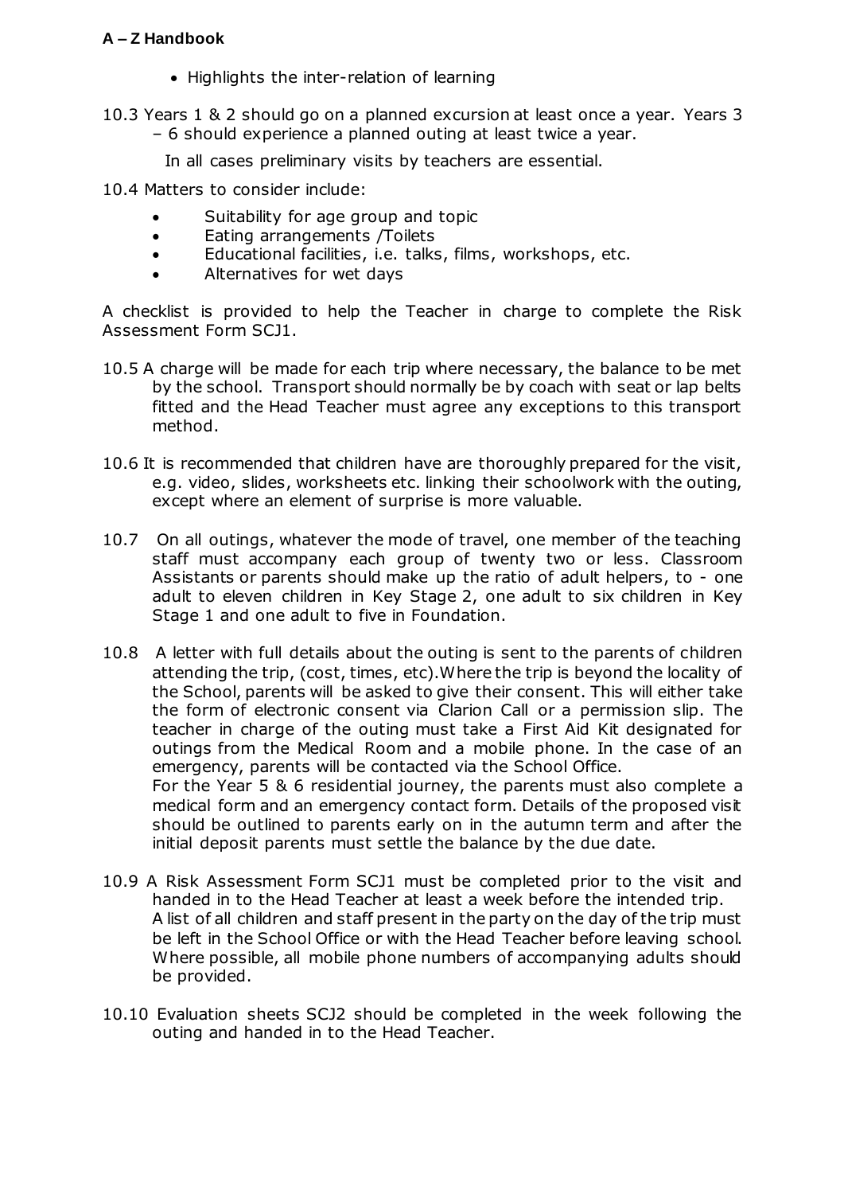- Highlights the inter-relation of learning

10.3 Years 1 & 2 should go on a planned excursion at least once a year. Years 3 – 6 should experience a planned outing at least twice a year.

In all cases preliminary visits by teachers are essential.

10.4 Matters to consider include:

- Suitability for age group and topic
- Eating arrangements /Toilets
- Educational facilities, i.e. talks, films, workshops, etc.
- Alternatives for wet days

A checklist is provided to help the Teacher in charge to complete the Risk Assessment Form SCJ1.

10.5 A charge will be made for each trip where necessary, the balance to be met by the school. Transport should normally be by coach with seat or lap belts fitted and the Head Teacher must agree any exceptions to this transport method.

10.6 It is recommended that children have are thoroughly prepared for the visit, e.g. video, slides, worksheets etc. linking their schoolwork with the outing, except where an element of surprise is more valuable.

10.7 On all outings, whatever the mode of travel, one member of the teaching staff must accompany each group of twenty two or less. Classroom Assistants or parents should make up the ratio of adult helpers, to - one adult to eleven children in Key Stage 2, one adult to six children in Key Stage 1 and one adult to five in Foundation.

10.8 A letter with full details about the outing is sent to the parents of children attending the trip, (cost, times, etc).Where the trip is beyond the locality of the School, parents will be asked to give their consent. This will either take the form of electronic consent via Clarion Call or a permission slip. The teacher in charge of the outing must take a First Aid Kit designated for outings from the Medical Room and a mobile phone. In the case of an emergency, parents will be contacted via the School Office.
For the Year 5 & 6 residential journey, the parents must also complete a medical form and an emergency contact form. Details of the proposed visit should be outlined to parents early on in the autumn term and after the initial deposit parents must settle the balance by the due date.

10.9 A Risk Assessment Form SCJ1 must be completed prior to the visit and handed in to the Head Teacher at least a week before the intended trip.
A list of all children and staff present in the party on the day of the trip must be left in the School Office or with the Head Teacher before leaving school. Where possible, all mobile phone numbers of accompanying adults should be provided.

10.10 Evaluation sheets SCJ2 should be completed in the week following the outing and handed in to the Head Teacher.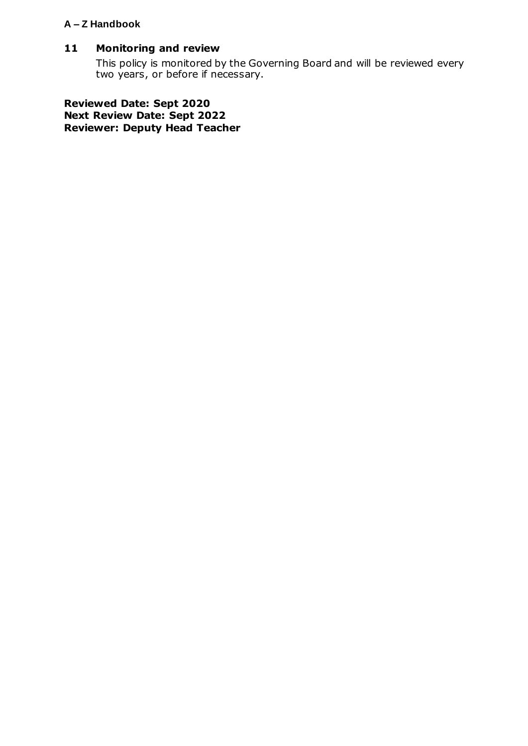## 11 Monitoring and review

This policy is monitored by the Governing Board and will be reviewed every two years, or before if necessary.

**Reviewed Date: Sept 2020**
**Next Review Date: Sept 2022**
**Reviewer: Deputy Head Teacher**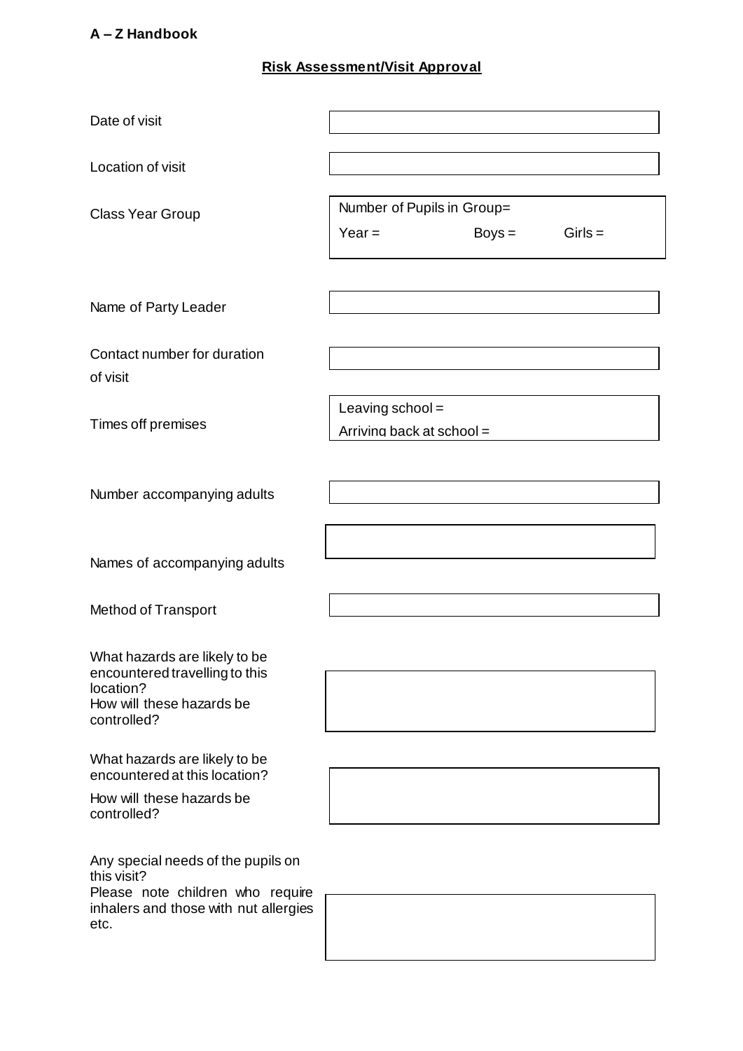**A – Z Handbook**

## Risk Assessment/Visit Approval

| | |
|---|---|
| Date of visit | |
| Location of visit | |
| Class Year Group | Number of Pupils in Group=<br>Year = Boys = Girls = |
| Name of Party Leader | |
| Contact number for duration of visit | |
| Times off premises | Leaving school =<br>Arriving back at school = |
| Number accompanying adults | |
| Names of accompanying adults | |
| Method of Transport | |
| What hazards are likely to be encountered travelling to this location?<br>How will these hazards be controlled? | |
| What hazards are likely to be encountered at this location?<br>How will these hazards be controlled? | |
| Any special needs of the pupils on this visit?<br>Please note children who require inhalers and those with nut allergies etc. | |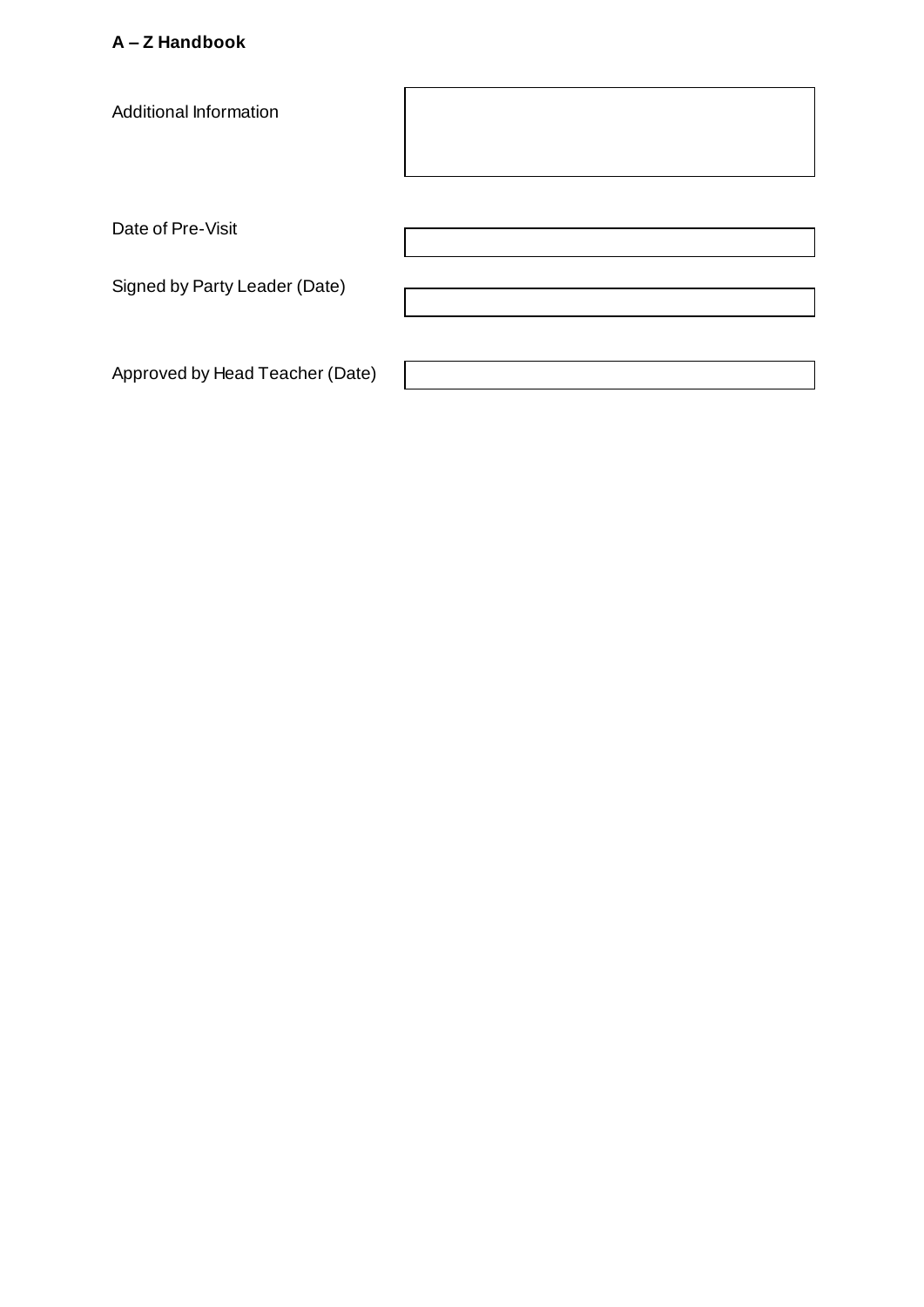| | |
|---|---|
| Additional Information | |
| Date of Pre-Visit | |
| Signed by Party Leader (Date) | |
| Approved by Head Teacher (Date) | |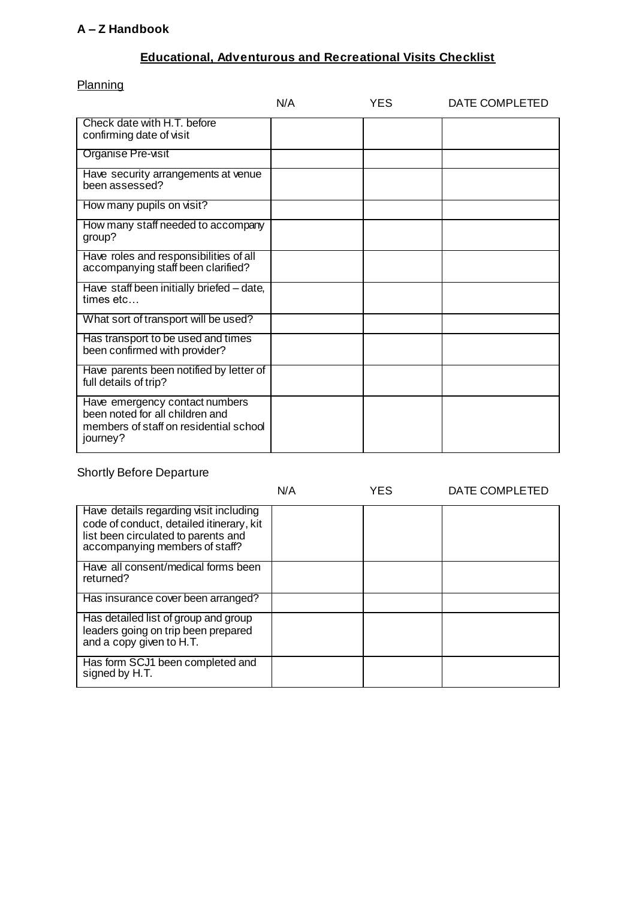**A – Z Handbook**

## Educational, Adventurous and Recreational Visits Checklist

### Planning

| | N/A | YES | DATE COMPLETED |
|---|---|---|---|
| Check date with H.T. before confirming date of visit | | | |
| Organise Pre-visit | | | |
| Have security arrangements at venue been assessed? | | | |
| How many pupils on visit? | | | |
| How many staff needed to accompany group? | | | |
| Have roles and responsibilities of all accompanying staff been clarified? | | | |
| Have staff been initially briefed – date, times etc… | | | |
| What sort of transport will be used? | | | |
| Has transport to be used and times been confirmed with provider? | | | |
| Have parents been notified by letter of full details of trip? | | | |
| Have emergency contact numbers been noted for all children and members of staff on residential school journey? | | | |

### Shortly Before Departure

| | N/A | YES | DATE COMPLETED |
|---|---|---|---|
| Have details regarding visit including code of conduct, detailed itinerary, kit list been circulated to parents and accompanying members of staff? | | | |
| Have all consent/medical forms been returned? | | | |
| Has insurance cover been arranged? | | | |
| Has detailed list of group and group leaders going on trip been prepared and a copy given to H.T. | | | |
| Has form SCJ1 been completed and signed by H.T. | | | |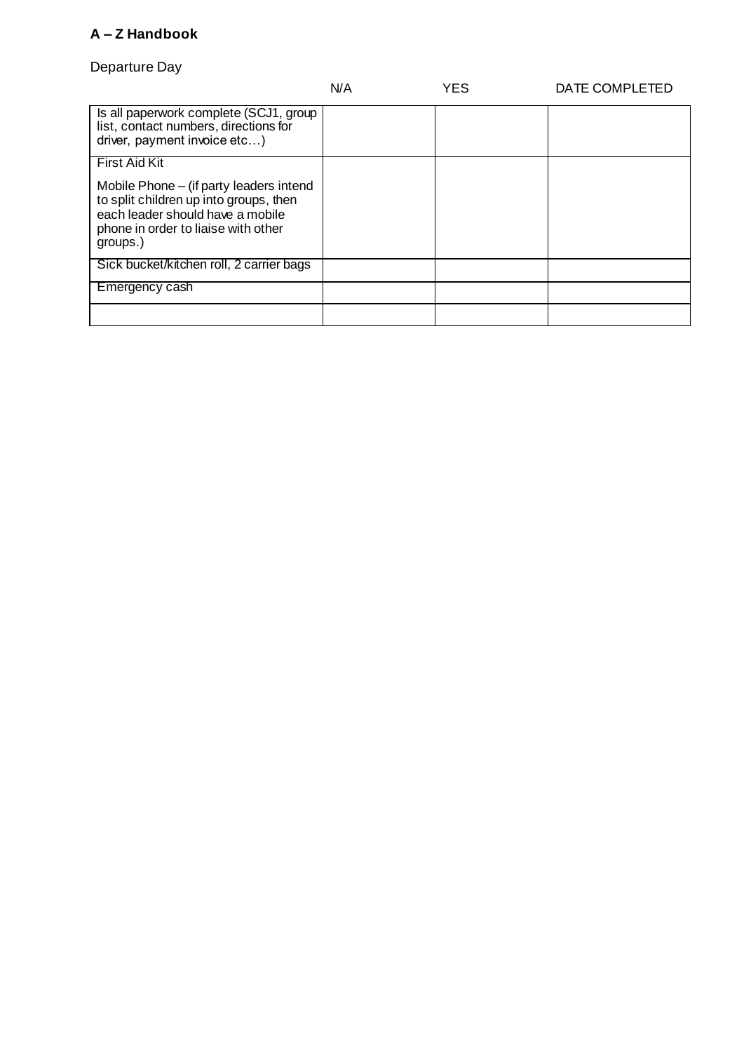Departure Day

| | N/A | YES | DATE COMPLETED |
|---|---|---|---|
| Is all paperwork complete (SCJ1, group list, contact numbers, directions for driver, payment invoice etc…) | | | |
| First Aid Kit<br><br>Mobile Phone – (if party leaders intend to split children up into groups, then each leader should have a mobile phone in order to liaise with other groups.) | | | |
| Sick bucket/kitchen roll, 2 carrier bags | | | |
| Emergency cash | | | |
| | | | |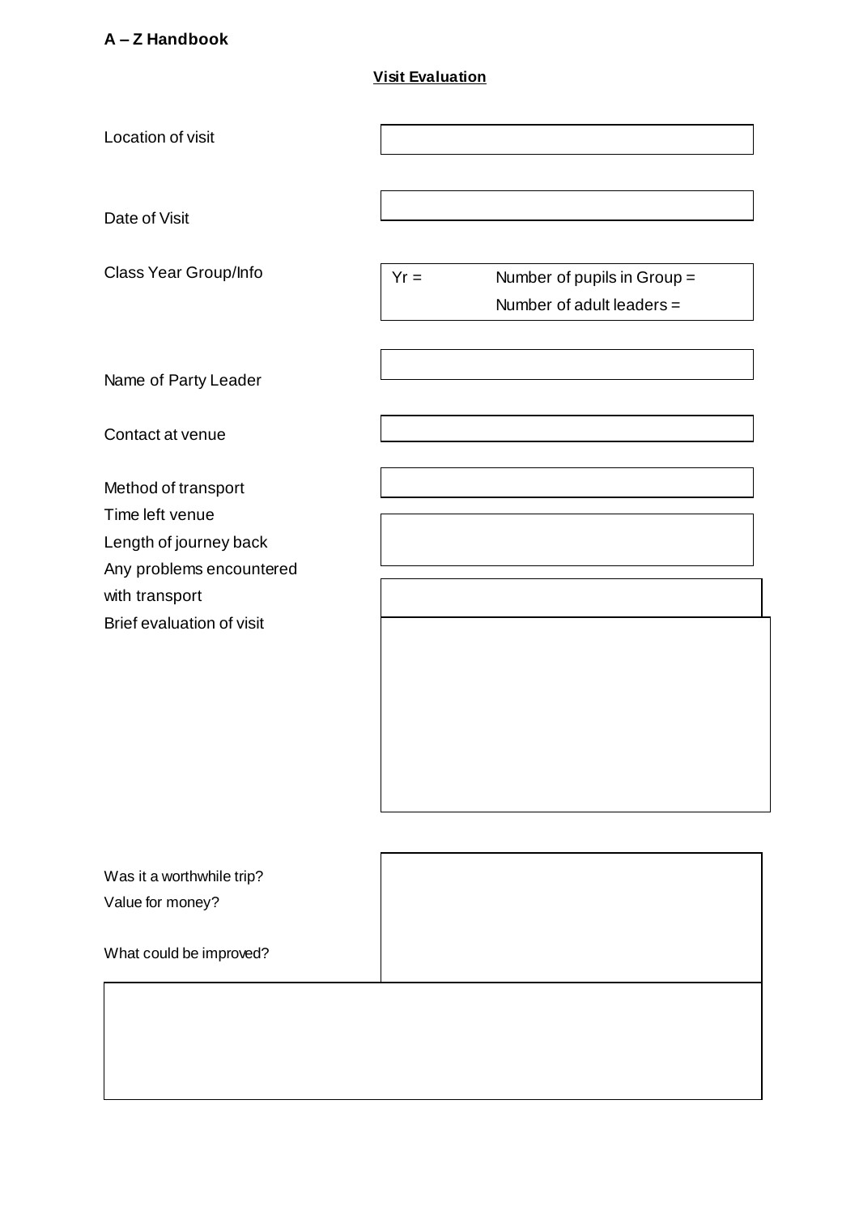**A – Z Handbook**

**Visit Evaluation**

| | |
|---|---|
| Location of visit | |
| Date of Visit | |
| Class Year Group/Info | Yr = Number of pupils in Group = Number of adult leaders = |
| Name of Party Leader | |
| Contact at venue | |
| Method of transport | |
| Time left venue Length of journey back | |
| Any problems encountered with transport | |
| Brief evaluation of visit | |
| Was it a worthwhile trip? Value for money? | |
| What could be improved? | |